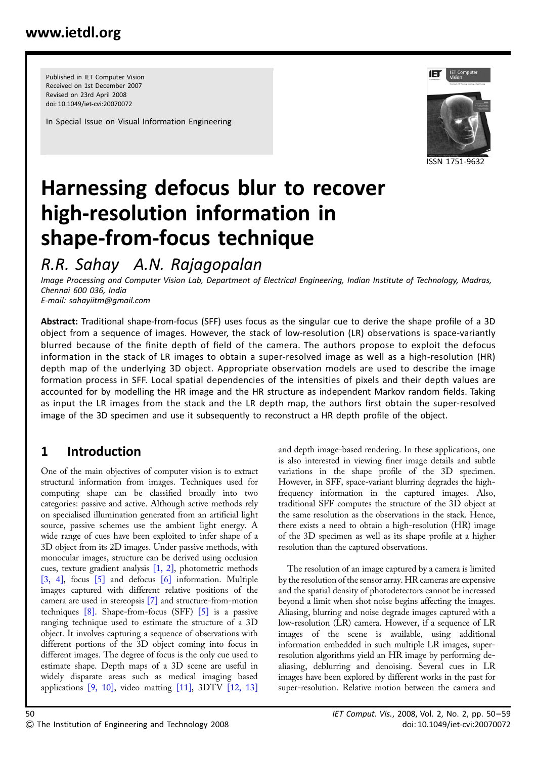Published in IET Computer Vision
Received on 1st December 2007
Revised on 23rd April 2008
doi: 10.1049/iet-cvi:20070072

In Special Issue on Visual Information Engineering

ISSN 1751-9632

# Harnessing defocus blur to recover high-resolution information in shape-from-focus technique

*R.R. Sahay A.N. Rajagopalan*

*Image Processing and Computer Vision Lab, Department of Electrical Engineering, Indian Institute of Technology, Madras, Chennai 600 036, India*
*E-mail: sahayiitm@gmail.com*

**Abstract:** Traditional shape-from-focus (SFF) uses focus as the singular cue to derive the shape profile of a 3D object from a sequence of images. However, the stack of low-resolution (LR) observations is space-variantly blurred because of the finite depth of field of the camera. The authors propose to exploit the defocus information in the stack of LR images to obtain a super-resolved image as well as a high-resolution (HR) depth map of the underlying 3D object. Appropriate observation models are used to describe the image formation process in SFF. Local spatial dependencies of the intensities of pixels and their depth values are accounted for by modelling the HR image and the HR structure as independent Markov random fields. Taking as input the LR images from the stack and the LR depth map, the authors first obtain the super-resolved image of the 3D specimen and use it subsequently to reconstruct a HR depth profile of the object.

## 1 Introduction

One of the main objectives of computer vision is to extract structural information from images. Techniques used for computing shape can be classified broadly into two categories: passive and active. Although active methods rely on specialised illumination generated from an artificial light source, passive schemes use the ambient light energy. A wide range of cues have been exploited to infer shape of a 3D object from its 2D images. Under passive methods, with monocular images, structure can be derived using occlusion cues, texture gradient analysis [1, 2], photometric methods [3, 4], focus [5] and defocus [6] information. Multiple images captured with different relative positions of the camera are used in stereopsis [7] and structure-from-motion techniques [8]. Shape-from-focus (SFF) [5] is a passive ranging technique used to estimate the structure of a 3D object. It involves capturing a sequence of observations with different portions of the 3D object coming into focus in different images. The degree of focus is the only cue used to estimate shape. Depth maps of a 3D scene are useful in widely disparate areas such as medical imaging based applications [9, 10], video matting [11], 3DTV [12, 13] and depth image-based rendering. In these applications, one is also interested in viewing finer image details and subtle variations in the shape profile of the 3D specimen. However, in SFF, space-variant blurring degrades the high-frequency information in the captured images. Also, traditional SFF computes the structure of the 3D object at the same resolution as the observations in the stack. Hence, there exists a need to obtain a high-resolution (HR) image of the 3D specimen as well as its shape profile at a higher resolution than the captured observations.

The resolution of an image captured by a camera is limited by the resolution of the sensor array. HR cameras are expensive and the spatial density of photodetectors cannot be increased beyond a limit when shot noise begins affecting the images. Aliasing, blurring and noise degrade images captured with a low-resolution (LR) camera. However, if a sequence of LR images of the scene is available, using additional information embedded in such multiple LR images, super-resolution algorithms yield an HR image by performing de-aliasing, deblurring and denoising. Several cues in LR images have been explored by different works in the past for super-resolution. Relative motion between the camera and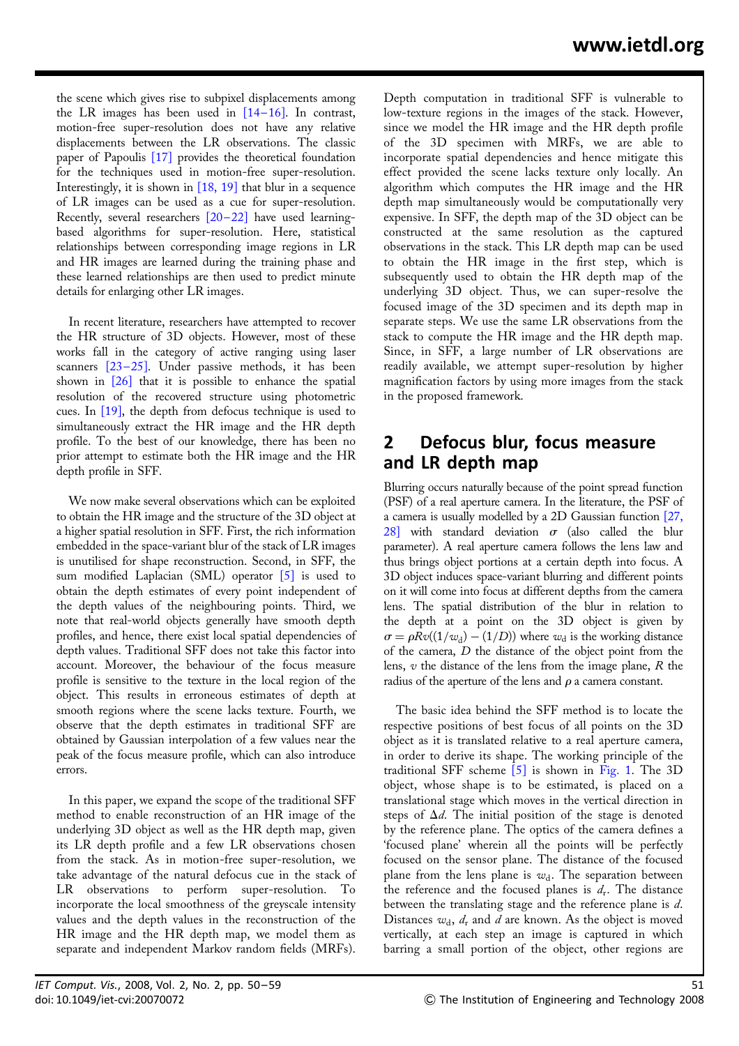the scene which gives rise to subpixel displacements among the LR images has been used in [14–16]. In contrast, motion-free super-resolution does not have any relative displacements between the LR observations. The classic paper of Papoulis [17] provides the theoretical foundation for the techniques used in motion-free super-resolution. Interestingly, it is shown in [18, 19] that blur in a sequence of LR images can be used as a cue for super-resolution. Recently, several researchers [20–22] have used learning-based algorithms for super-resolution. Here, statistical relationships between corresponding image regions in LR and HR images are learned during the training phase and these learned relationships are then used to predict minute details for enlarging other LR images.

In recent literature, researchers have attempted to recover the HR structure of 3D objects. However, most of these works fall in the category of active ranging using laser scanners [23–25]. Under passive methods, it has been shown in [26] that it is possible to enhance the spatial resolution of the recovered structure using photometric cues. In [19], the depth from defocus technique is used to simultaneously extract the HR image and the HR depth profile. To the best of our knowledge, there has been no prior attempt to estimate both the HR image and the HR depth profile in SFF.

We now make several observations which can be exploited to obtain the HR image and the structure of the 3D object at a higher spatial resolution in SFF. First, the rich information embedded in the space-variant blur of the stack of LR images is unutilised for shape reconstruction. Second, in SFF, the sum modified Laplacian (SML) operator [5] is used to obtain the depth estimates of every point independent of the depth values of the neighbouring points. Third, we note that real-world objects generally have smooth depth profiles, and hence, there exist local spatial dependencies of depth values. Traditional SFF does not take this factor into account. Moreover, the behaviour of the focus measure profile is sensitive to the texture in the local region of the object. This results in erroneous estimates of depth at smooth regions where the scene lacks texture. Fourth, we observe that the depth estimates in traditional SFF are obtained by Gaussian interpolation of a few values near the peak of the focus measure profile, which can also introduce errors.

In this paper, we expand the scope of the traditional SFF method to enable reconstruction of an HR image of the underlying 3D object as well as the HR depth map, given its LR depth profile and a few LR observations chosen from the stack. As in motion-free super-resolution, we take advantage of the natural defocus cue in the stack of LR observations to perform super-resolution. To incorporate the local smoothness of the greyscale intensity values and the depth values in the reconstruction of the HR image and the HR depth map, we model them as separate and independent Markov random fields (MRFs). Depth computation in traditional SFF is vulnerable to low-texture regions in the images of the stack. However, since we model the HR image and the HR depth profile of the 3D specimen with MRFs, we are able to incorporate spatial dependencies and hence mitigate this effect provided the scene lacks texture only locally. An algorithm which computes the HR image and the HR depth map simultaneously would be computationally very expensive. In SFF, the depth map of the 3D object can be constructed at the same resolution as the captured observations in the stack. This LR depth map can be used to obtain the HR image in the first step, which is subsequently used to obtain the HR depth map of the underlying 3D object. Thus, we can super-resolve the focused image of the 3D specimen and its depth map in separate steps. We use the same LR observations from the stack to compute the HR image and the HR depth map. Since, in SFF, a large number of LR observations are readily available, we attempt super-resolution by higher magnification factors by using more images from the stack in the proposed framework.

## 2 Defocus blur, focus measure and LR depth map

Blurring occurs naturally because of the point spread function (PSF) of a real aperture camera. In the literature, the PSF of a camera is usually modelled by a 2D Gaussian function [27, 28] with standard deviation $\sigma$ (also called the blur parameter). A real aperture camera follows the lens law and thus brings object portions at a certain depth into focus. A 3D object induces space-variant blurring and different points on it will come into focus at different depths from the camera lens. The spatial distribution of the blur in relation to the depth at a point on the 3D object is given by $\sigma = \rho R v((1/w_d) - (1/D))$ where $w_d$ is the working distance of the camera, $D$ the distance of the object point from the lens, $v$ the distance of the lens from the image plane, $R$ the radius of the aperture of the lens and $\rho$ a camera constant.

The basic idea behind the SFF method is to locate the respective positions of best focus of all points on the 3D object as it is translated relative to a real aperture camera, in order to derive its shape. The working principle of the traditional SFF scheme [5] is shown in Fig. 1. The 3D object, whose shape is to be estimated, is placed on a translational stage which moves in the vertical direction in steps of $\Delta d$. The initial position of the stage is denoted by the reference plane. The optics of the camera defines a 'focused plane' wherein all the points will be perfectly focused on the sensor plane. The distance of the focused plane from the lens plane is $w_d$. The separation between the reference and the focused planes is $d_r$. The distance between the translating stage and the reference plane is $d$. Distances $w_d$, $d_r$ and $d$ are known. As the object is moved vertically, at each step an image is captured in which barring a small portion of the object, other regions are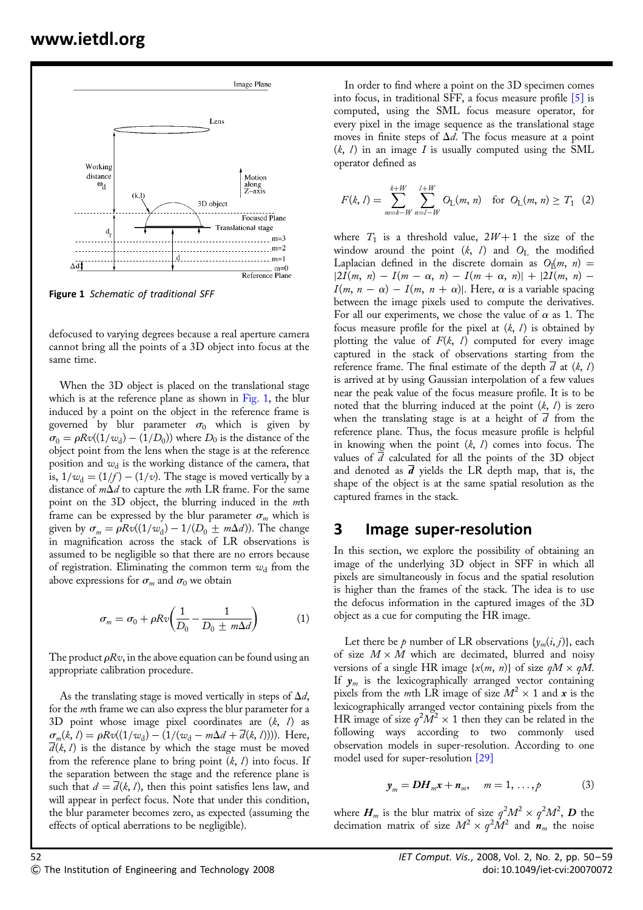Figure 1 *Schematic of traditional SFF*

defocused to varying degrees because a real aperture camera cannot bring all the points of a 3D object into focus at the same time.

When the 3D object is placed on the translational stage which is at the reference plane as shown in Fig. 1, the blur induced by a point on the object in the reference frame is governed by blur parameter $\sigma_0$ which is given by $\sigma_0 = \rho R v((1/w_d) - (1/D_0))$ where $D_0$ is the distance of the object point from the lens when the stage is at the reference position and $w_d$ is the working distance of the camera, that is, $1/w_d = (1/f) - (1/v)$. The stage is moved vertically by a distance of $m\Delta d$ to capture the $m$th LR frame. For the same point on the 3D object, the blurring induced in the $m$th frame can be expressed by the blur parameter $\sigma_m$ which is given by $\sigma_m = \rho R v((1/w_d) - 1/(D_0 \pm m\Delta d))$. The change in magnification across the stack of LR observations is assumed to be negligible so that there are no errors because of registration. Eliminating the common term $w_d$ from the above expressions for $\sigma_m$ and $\sigma_0$ we obtain

$$\sigma_m = \sigma_0 + \rho R v\left(\frac{1}{D_0} - \frac{1}{D_0 \pm m\Delta d}\right) \tag{1}$$

The product $\rho R v$, in the above equation can be found using an appropriate calibration procedure.

As the translating stage is moved vertically in steps of $\Delta d$, for the $m$th frame we can also express the blur parameter for a 3D point whose image pixel coordinates are $(k, l)$ as $\sigma_m(k, l) = \rho R v((1/w_d) - (1/(w_d - m\Delta d + \bar{d}(k, l))))$. Here, $\bar{d}(k, l)$ is the distance by which the stage must be moved from the reference plane to bring point $(k, l)$ into focus. If the separation between the stage and the reference plane is such that $d = \bar{d}(k, l)$, then this point satisfies lens law, and will appear in perfect focus. Note that under this condition, the blur parameter becomes zero, as expected (assuming the effects of optical aberrations to be negligible).

In order to find where a point on the 3D specimen comes into focus, in traditional SFF, a focus measure profile [5] is computed, using the SML focus measure operator, for every pixel in the image sequence as the translational stage moves in finite steps of $\Delta d$. The focus measure at a point $(k, l)$ in an image $I$ is usually computed using the SML operator defined as

$$F(k, l) = \sum_{m=k-W}^{k+W} \sum_{n=l-W}^{l+W} O_L(m, n) \quad \text{for } O_L(m, n) \geq T_1 \tag{2}$$

where $T_1$ is a threshold value, $2W + 1$ the size of the window around the point $(k, l)$ and $O_L$ the modified Laplacian defined in the discrete domain as $O_L(m, n) = |2I(m, n) - I(m - \alpha, n) - I(m + \alpha, n)| + |2I(m, n) - I(m, n - \alpha) - I(m, n + \alpha)|$. Here, $\alpha$ is a variable spacing between the image pixels used to compute the derivatives. For all our experiments, we chose the value of $\alpha$ as 1. The focus measure profile for the pixel at $(k, l)$ is obtained by plotting the value of $F(k, l)$ computed for every image captured in the stack of observations starting from the reference frame. The final estimate of the depth $\bar{d}$ at $(k, l)$ is arrived at by using Gaussian interpolation of a few values near the peak value of the focus measure profile. It is to be noted that the blurring induced at the point $(k, l)$ is zero when the translating stage is at a height of $\bar{d}$ from the reference plane. Thus, the focus measure profile is helpful in knowing when the point $(k, l)$ comes into focus. The values of $\bar{d}$ calculated for all the points of the 3D object and denoted as $\bar{\boldsymbol{d}}$ yields the LR depth map, that is, the shape of the object is at the same spatial resolution as the captured frames in the stack.

## 3 Image super-resolution

In this section, we explore the possibility of obtaining an image of the underlying 3D object in SFF in which all pixels are simultaneously in focus and the spatial resolution is higher than the frames of the stack. The idea is to use the defocus information in the captured images of the 3D object as a cue for computing the HR image.

Let there be $p$ number of LR observations $\{y_m(i, j)\}$, each of size $M \times M$ which are decimated, blurred and noisy versions of a single HR image $\{x(m, n)\}$ of size $qM \times qM$. If $\boldsymbol{y}_m$ is the lexicographically arranged vector containing pixels from the $m$th LR image of size $M^2 \times 1$ and $\boldsymbol{x}$ is the lexicographically arranged vector containing pixels from the HR image of size $q^2M^2 \times 1$ then they can be related in the following ways according to two commonly used observation models in super-resolution. According to one model used for super-resolution [29]

$$\boldsymbol{y}_m = \boldsymbol{D}\boldsymbol{H}_m\boldsymbol{x} + \boldsymbol{n}_m, \quad m = 1, \ldots, p \tag{3}$$

where $\boldsymbol{H}_m$ is the blur matrix of size $q^2M^2 \times q^2M^2$, $\boldsymbol{D}$ the decimation matrix of size $M^2 \times q^2M^2$ and $\boldsymbol{n}_m$ the noise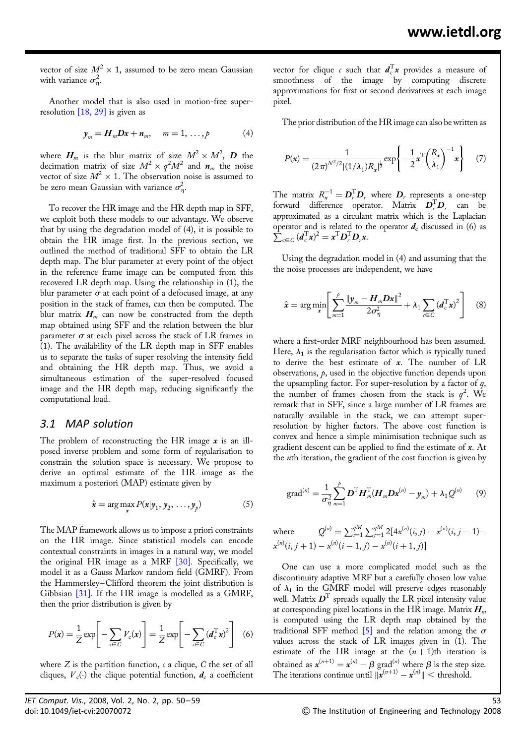vector of size $M^2 \times 1$, assumed to be zero mean Gaussian with variance $\sigma_\eta^2$.

Another model that is also used in motion-free super-resolution [18, 29] is given as

$$\boldsymbol{y}_m = \boldsymbol{H}_m \boldsymbol{D}\boldsymbol{x} + \boldsymbol{n}_m, \quad m = 1, \ldots, p \tag{4}$$

where $\boldsymbol{H}_m$ is the blur matrix of size $M^2 \times M^2$, $\boldsymbol{D}$ the decimation matrix of size $M^2 \times q^2M^2$ and $\boldsymbol{n}_m$ the noise vector of size $M^2 \times 1$. The observation noise is assumed to be zero mean Gaussian with variance $\sigma_\eta^2$.

To recover the HR image and the HR depth map in SFF, we exploit both these models to our advantage. We observe that by using the degradation model of (4), it is possible to obtain the HR image first. In the previous section, we outlined the method of traditional SFF to obtain the LR depth map. The blur parameter at every point of the object in the reference frame image can be computed from this recovered LR depth map. Using the relationship in (1), the blur parameter $\sigma$ at each point of a defocused image, at any position in the stack of frames, can then be computed. The blur matrix $\boldsymbol{H}_m$ can now be constructed from the depth map obtained using SFF and the relation between the blur parameter $\sigma$ at each pixel across the stack of LR frames in (1). The availability of the LR depth map in SFF enables us to separate the tasks of super resolving the intensity field and obtaining the HR depth map. Thus, we avoid a simultaneous estimation of the super-resolved focused image and the HR depth map, reducing significantly the computational load.

### 3.1 MAP solution

The problem of reconstructing the HR image $\boldsymbol{x}$ is an ill-posed inverse problem and some form of regularisation to constrain the solution space is necessary. We propose to derive an optimal estimate of the HR image as the maximum a posteriori (MAP) estimate given by

$$\hat{\boldsymbol{x}} = \arg\max_{\boldsymbol{x}} P(\boldsymbol{x}|\boldsymbol{y}_1, \boldsymbol{y}_2, \ldots, \boldsymbol{y}_p) \tag{5}$$

The MAP framework allows us to impose a priori constraints on the HR image. Since statistical models can encode contextual constraints in images in a natural way, we model the original HR image as a MRF [30]. Specifically, we model it as a Gauss Markov random field (GMRF). From the Hammersley–Clifford theorem the joint distribution is Gibbsian [31]. If the HR image is modelled as a GMRF, then the prior distribution is given by

$$P(\boldsymbol{x}) = \frac{1}{Z}\exp\left[-\sum_{c\in C} V_c(\boldsymbol{x})\right] = \frac{1}{Z}\exp\left[-\sum_{c\in C} (\boldsymbol{d}_c^{\mathrm{T}}\boldsymbol{x})^2\right] \tag{6}$$

where $Z$ is the partition function, $c$ a clique, $C$ the set of all cliques, $V_c(\cdot)$ the clique potential function, $\boldsymbol{d}_c$ a coefficient vector for clique $c$ such that $\boldsymbol{d}_c^{\mathrm{T}}\boldsymbol{x}$ provides a measure of smoothness of the image by computing discrete approximations for first or second derivatives at each image pixel.

The prior distribution of the HR image can also be written as

$$P(\boldsymbol{x}) = \frac{1}{(2\pi)^{N^2/2}|(1/\lambda_1)R_x|^{\frac{1}{2}}}\exp\left\{-\frac{1}{2}\boldsymbol{x}^{\mathrm{T}}\left(\frac{R_x}{\lambda_1}\right)^{-1}\boldsymbol{x}\right\} \tag{7}$$

The matrix $R_x^{-1} = \boldsymbol{D}_r^{\mathrm{T}}\boldsymbol{D}_r$ where $\boldsymbol{D}_r$ represents a one-step forward difference operator. Matrix $\boldsymbol{D}_r^{\mathrm{T}}\boldsymbol{D}_r$ can be approximated as a circulant matrix which is the Laplacian operator and is related to the operator $\boldsymbol{d}_c$ discussed in (6) as $\sum_{c\in C}(\boldsymbol{d}_c^{\mathrm{T}}\boldsymbol{x})^2 = \boldsymbol{x}^{\mathrm{T}}\boldsymbol{D}_r^{\mathrm{T}}\boldsymbol{D}_r\boldsymbol{x}$.

Using the degradation model in (4) and assuming that the the noise processes are independent, we have

$$\hat{\boldsymbol{x}} = \arg\min_{\boldsymbol{x}}\left[\sum_{m=1}^{p}\frac{\|\boldsymbol{y}_m - \boldsymbol{H}_m\boldsymbol{D}\boldsymbol{x}\|^2}{2\sigma_\eta^2} + \lambda_1\sum_{c\in C}(\boldsymbol{d}_c^{\mathrm{T}}\boldsymbol{x})^2\right] \tag{8}$$

where a first-order MRF neighbourhood has been assumed. Here, $\lambda_1$ is the regularisation factor which is typically tuned to derive the best estimate of $\boldsymbol{x}$. The number of LR observations, $p$, used in the objective function depends upon the upsampling factor. For super-resolution by a factor of $q$, the number of frames chosen from the stack is $q^2$. We remark that in SFF, since a large number of LR frames are naturally available in the stack, we can attempt super-resolution by higher factors. The above cost function is convex and hence a simple minimisation technique such as gradient descent can be applied to find the estimate of $\boldsymbol{x}$. At the $n$th iteration, the gradient of the cost function is given by

$$\mathrm{grad}^{(n)} = \frac{1}{\sigma_\eta^2}\sum_{m=1}^{p}\boldsymbol{D}^{\mathrm{T}}\boldsymbol{H}_m^{\mathrm{T}}(\boldsymbol{H}_m\boldsymbol{D}\boldsymbol{x}^{(n)} - \boldsymbol{y}_m) + \lambda_1 Q^{(n)} \tag{9}$$

where $Q^{(n)} = \sum_{i=1}^{qM}\sum_{j=1}^{qM} 2[4x^{(n)}(i,j) - x^{(n)}(i,j-1) - x^{(n)}(i,j+1) - x^{(n)}(i-1,j) - x^{(n)}(i+1,j)]$

One can use a more complicated model such as the discontinuity adaptive MRF but a carefully chosen low value of $\lambda_1$ in the GMRF model will preserve edges reasonably well. Matrix $\boldsymbol{D}^{\mathrm{T}}$ spreads equally the LR pixel intensity value at corresponding pixel locations in the HR image. Matrix $\boldsymbol{H}_m$ is computed using the LR depth map obtained by the traditional SFF method [5] and the relation among the $\sigma$ values across the stack of LR images given in (1). The estimate of the HR image at the $(n+1)$th iteration is obtained as $\boldsymbol{x}^{(n+1)} = \boldsymbol{x}^{(n)} - \beta\ \mathrm{grad}^{(n)}$ where $\beta$ is the step size. The iterations continue until $\|\boldsymbol{x}^{(n+1)} - \boldsymbol{x}^{(n)}\| <$ threshold.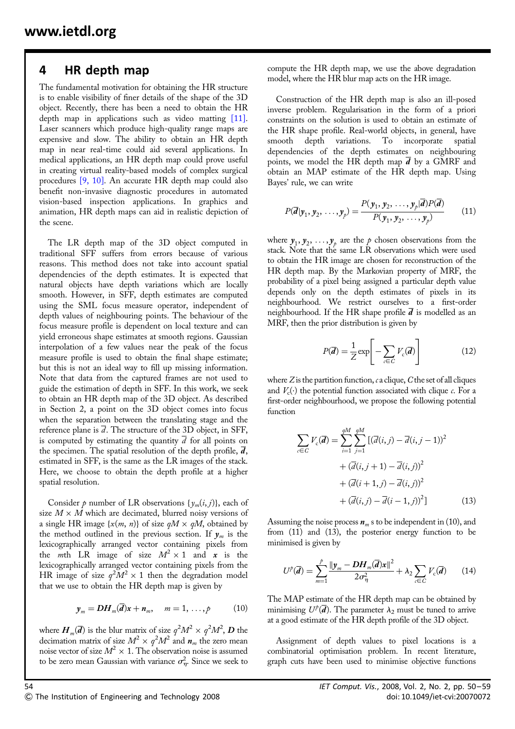## 4 HR depth map

The fundamental motivation for obtaining the HR structure is to enable visibility of finer details of the shape of the 3D object. Recently, there has been a need to obtain the HR depth map in applications such as video matting [11]. Laser scanners which produce high-quality range maps are expensive and slow. The ability to obtain an HR depth map in near real-time could aid several applications. In medical applications, an HR depth map could prove useful in creating virtual reality-based models of complex surgical procedures [9, 10]. An accurate HR depth map could also benefit non-invasive diagnostic procedures in automated vision-based inspection applications. In graphics and animation, HR depth maps can aid in realistic depiction of the scene.

The LR depth map of the 3D object computed in traditional SFF suffers from errors because of various reasons. This method does not take into account spatial dependencies of the depth estimates. It is expected that natural objects have depth variations which are locally smooth. However, in SFF, depth estimates are computed using the SML focus measure operator, independent of depth values of neighbouring points. The behaviour of the focus measure profile is dependent on local texture and can yield erroneous shape estimates at smooth regions. Gaussian interpolation of a few values near the peak of the focus measure profile is used to obtain the final shape estimate; but this is not an ideal way to fill up missing information. Note that data from the captured frames are not used to guide the estimation of depth in SFF. In this work, we seek to obtain an HR depth map of the 3D object. As described in Section 2, a point on the 3D object comes into focus when the separation between the translating stage and the reference plane is $\bar{d}$. The structure of the 3D object, in SFF, is computed by estimating the quantity $\bar{d}$ for all points on the specimen. The spatial resolution of the depth profile, $\bar{\boldsymbol{d}}$, estimated in SFF, is the same as the LR images of the stack. Here, we choose to obtain the depth profile at a higher spatial resolution.

Consider $p$ number of LR observations $\{y_m(i, j)\}$, each of size $M \times M$ which are decimated, blurred noisy versions of a single HR image $\{x(m, n)\}$ of size $qM \times qM$, obtained by the method outlined in the previous section. If $\boldsymbol{y}_m$ is the lexicographically arranged vector containing pixels from the $m$th LR image of size $M^2 \times 1$ and $\boldsymbol{x}$ is the lexicographically arranged vector containing pixels from the HR image of size $q^2M^2 \times 1$ then the degradation model that we use to obtain the HR depth map is given by

$$\boldsymbol{y}_m = \boldsymbol{D}\boldsymbol{H}_m(\bar{\boldsymbol{d}})\boldsymbol{x} + \boldsymbol{n}_m, \quad m = 1, \ldots, p \tag{10}$$

where $\boldsymbol{H}_m(\bar{\boldsymbol{d}})$ is the blur matrix of size $q^2M^2 \times q^2M^2$, $\boldsymbol{D}$ the decimation matrix of size $M^2 \times q^2M^2$ and $\boldsymbol{n}_m$ the zero mean noise vector of size $M^2 \times 1$. The observation noise is assumed to be zero mean Gaussian with variance $\sigma_\eta^2$. Since we seek to compute the HR depth map, we use the above degradation model, where the HR blur map acts on the HR image.

Construction of the HR depth map is also an ill-posed inverse problem. Regularisation in the form of a priori constraints on the solution is used to obtain an estimate of the HR shape profile. Real-world objects, in general, have smooth depth variations. To incorporate spatial dependencies of the depth estimates on neighbouring points, we model the HR depth map $\bar{\boldsymbol{d}}$ by a GMRF and obtain an MAP estimate of the HR depth map. Using Bayes' rule, we can write

$$P(\bar{\boldsymbol{d}} | \boldsymbol{y}_1, \boldsymbol{y}_2, \ldots, \boldsymbol{y}_p) = \frac{P(\boldsymbol{y}_1, \boldsymbol{y}_2, \ldots, \boldsymbol{y}_p | \bar{\boldsymbol{d}}) P(\bar{\boldsymbol{d}})}{P(\boldsymbol{y}_1, \boldsymbol{y}_2, \ldots, \boldsymbol{y}_p)} \tag{11}$$

where $\boldsymbol{y}_1, \boldsymbol{y}_2, \ldots, \boldsymbol{y}_p$ are the $p$ chosen observations from the stack. Note that the same LR observations which were used to obtain the HR image are chosen for reconstruction of the HR depth map. By the Markovian property of MRF, the probability of a pixel being assigned a particular depth value depends only on the depth estimates of pixels in its neighbourhood. We restrict ourselves to a first-order neighbourhood. If the HR shape profile $\bar{\boldsymbol{d}}$ is modelled as an MRF, then the prior distribution is given by

$$P(\bar{\boldsymbol{d}}) = \frac{1}{Z} \exp\left[ -\sum_{c \in C} V_c(\bar{\boldsymbol{d}}) \right] \tag{12}$$

where $Z$ is the partition function, $c$ a clique, $C$ the set of all cliques and $V_c(\cdot)$ the potential function associated with clique $c$. For a first-order neighbourhood, we propose the following potential function

$$\begin{aligned} \sum_{c \in C} V_c(\bar{\boldsymbol{d}}) = \sum_{i=1}^{qM} \sum_{j=1}^{qM} [&(\bar{d}(i, j) - \bar{d}(i, j-1))^2 \\ &+ (\bar{d}(i, j+1) - \bar{d}(i, j))^2 \\ &+ (\bar{d}(i+1, j) - \bar{d}(i, j))^2 \\ &+ (\bar{d}(i, j) - \bar{d}(i-1, j))^2] \end{aligned} \tag{13}$$

Assuming the noise process $\boldsymbol{n}_m$ s to be independent in (10), and from (11) and (13), the posterior energy function to be minimised is given by

$$U^p(\bar{\boldsymbol{d}}) = \sum_{m=1}^{p} \frac{\|\boldsymbol{y}_m - \boldsymbol{D}\boldsymbol{H}_m(\bar{\boldsymbol{d}})\boldsymbol{x}\|^2}{2\sigma_\eta^2} + \lambda_2 \sum_{c \in C} V_c(\bar{\boldsymbol{d}}) \tag{14}$$

The MAP estimate of the HR depth map can be obtained by minimising $U^p(\bar{\boldsymbol{d}})$. The parameter $\lambda_2$ must be tuned to arrive at a good estimate of the HR depth profile of the 3D object.

Assignment of depth values to pixel locations is a combinatorial optimisation problem. In recent literature, graph cuts have been used to minimise objective functions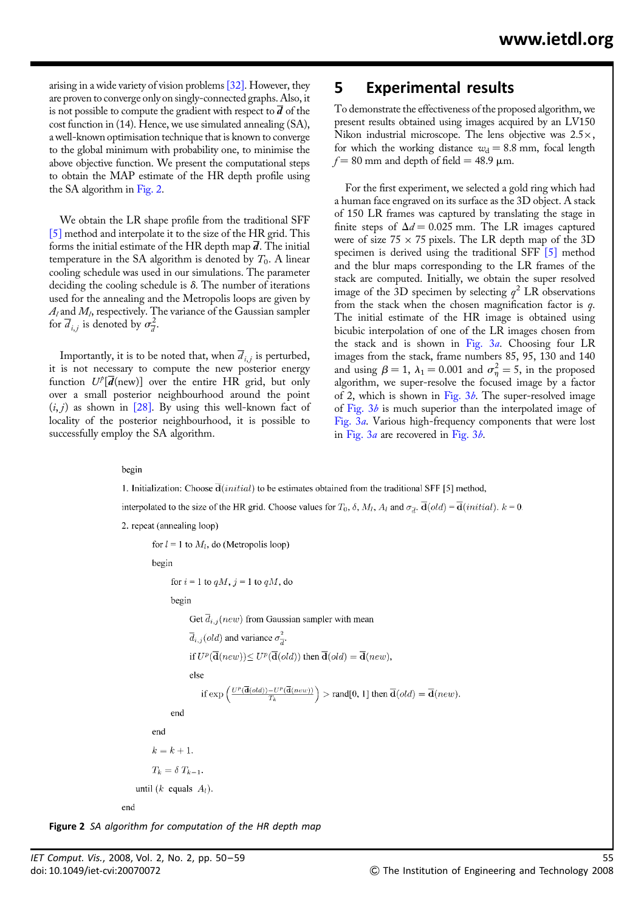arising in a wide variety of vision problems [32]. However, they are proven to converge only on singly-connected graphs. Also, it is not possible to compute the gradient with respect to $\overline{\boldsymbol{d}}$ of the cost function in (14). Hence, we use simulated annealing (SA), a well-known optimisation technique that is known to converge to the global minimum with probability one, to minimise the above objective function. We present the computational steps to obtain the MAP estimate of the HR depth profile using the SA algorithm in Fig. 2.

We obtain the LR shape profile from the traditional SFF [5] method and interpolate it to the size of the HR grid. This forms the initial estimate of the HR depth map $\overline{\boldsymbol{d}}$. The initial temperature in the SA algorithm is denoted by $T_0$. A linear cooling schedule was used in our simulations. The parameter deciding the cooling schedule is $\delta$. The number of iterations used for the annealing and the Metropolis loops are given by $A_l$ and $M_l$, respectively. The variance of the Gaussian sampler for $\overline{d}_{i,j}$ is denoted by $\sigma_{\overline{d}}^2$.

Importantly, it is to be noted that, when $\overline{d}_{i,j}$ is perturbed, it is not necessary to compute the new posterior energy function $U^p[\overline{\boldsymbol{d}}(\text{new})]$ over the entire HR grid, but only over a small posterior neighbourhood around the point $(i, j)$ as shown in [28]. By using this well-known fact of locality of the posterior neighbourhood, it is possible to successfully employ the SA algorithm.

## 5 Experimental results

To demonstrate the effectiveness of the proposed algorithm, we present results obtained using images acquired by an LV150 Nikon industrial microscope. The lens objective was $2.5\times$, for which the working distance $w_d = 8.8$ mm, focal length $f = 80$ mm and depth of field $= 48.9$ μm.

For the first experiment, we selected a gold ring which had a human face engraved on its surface as the 3D object. A stack of 150 LR frames was captured by translating the stage in finite steps of $\Delta d = 0.025$ mm. The LR images captured were of size $75 \times 75$ pixels. The LR depth map of the 3D specimen is derived using the traditional SFF [5] method and the blur maps corresponding to the LR frames of the stack are computed. Initially, we obtain the super resolved image of the 3D specimen by selecting $q^2$ LR observations from the stack when the chosen magnification factor is $q$. The initial estimate of the HR image is obtained using bicubic interpolation of one of the LR images chosen from the stack and is shown in Fig. 3*a*. Choosing four LR images from the stack, frame numbers 85, 95, 130 and 140 and using $\beta = 1$, $\lambda_1 = 0.001$ and $\sigma_\eta^2 = 5$, in the proposed algorithm, we super-resolve the focused image by a factor of 2, which is shown in Fig. 3*b*. The super-resolved image of Fig. 3*b* is much superior than the interpolated image of Fig. 3*a*. Various high-frequency components that were lost in Fig. 3*a* are recovered in Fig. 3*b*.

```
begin
1. Initialization: Choose d̄(initial) to be estimates obtained from the traditional SFF [5] method,
interpolated to the size of the HR grid. Choose values for T_0, δ, M_l, A_l and σ_d̄. d̄(old) = d̄(initial). k = 0
2. repeat (annealing loop)
    for l = 1 to M_l, do (Metropolis loop)
    begin
        for i = 1 to qM, j = 1 to qM, do
        begin
            Get d̄_{i,j}(new) from Gaussian sampler with mean
            d̄_{i,j}(old) and variance σ²_d̄.
            if U^p(d̄(new)) ≤ U^p(d̄(old)) then d̄(old) = d̄(new),
            else
                if exp((U^p(d̄(old)) − U^p(d̄(new))) / T_k) > rand[0, 1] then d̄(old) = d̄(new).
        end
    end
    k = k + 1.
    T_k = δ T_{k−1}.
  until (k equals A_l).
end
```

**Figure 2** *SA algorithm for computation of the HR depth map*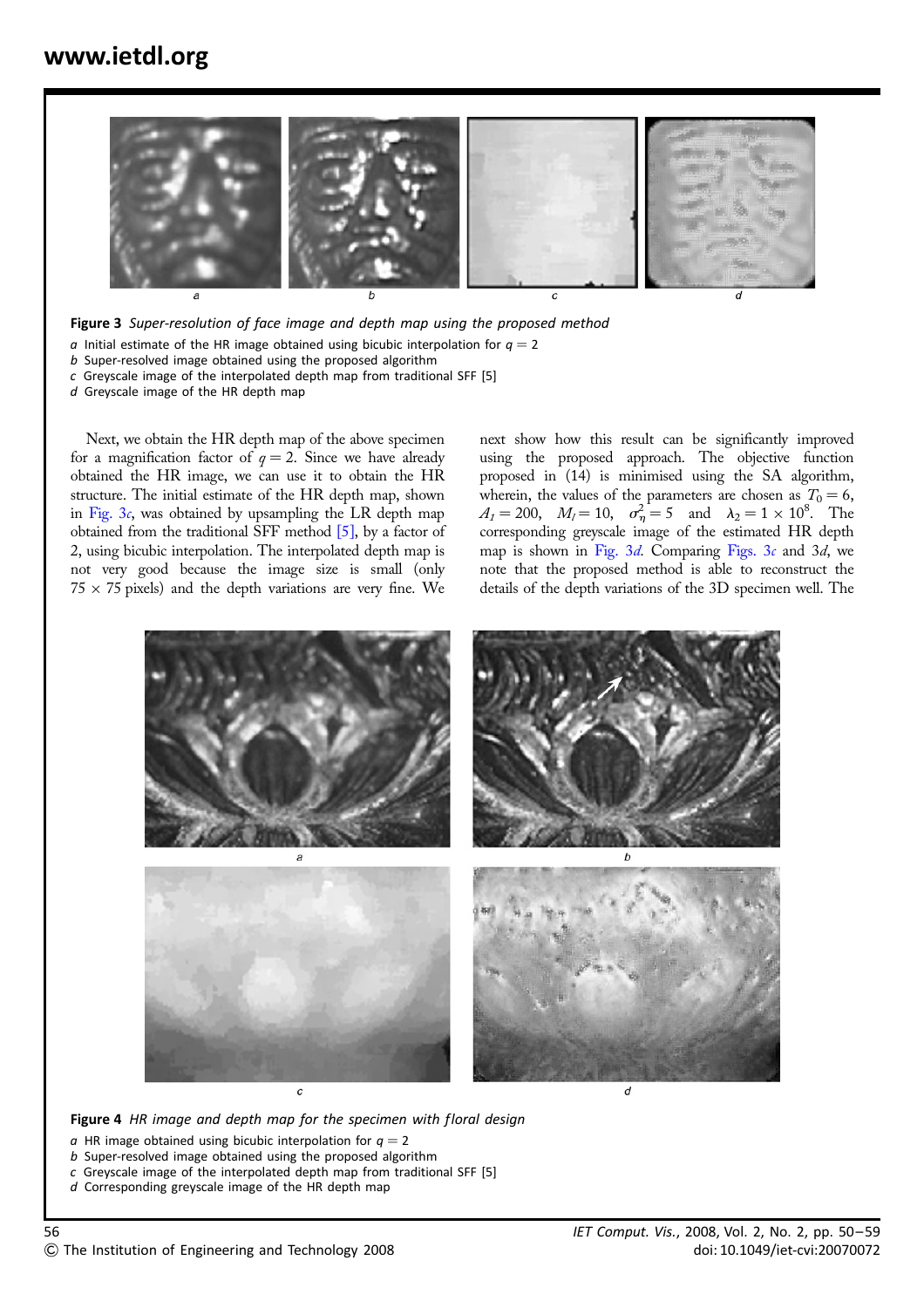**Figure 3** *Super-resolution of face image and depth map using the proposed method*

*a* Initial estimate of the HR image obtained using bicubic interpolation for $q = 2$
*b* Super-resolved image obtained using the proposed algorithm
*c* Greyscale image of the interpolated depth map from traditional SFF [5]
*d* Greyscale image of the HR depth map

Next, we obtain the HR depth map of the above specimen for a magnification factor of $q = 2$. Since we have already obtained the HR image, we can use it to obtain the HR structure. The initial estimate of the HR depth map, shown in Fig. 3*c*, was obtained by upsampling the LR depth map obtained from the traditional SFF method [5], by a factor of 2, using bicubic interpolation. The interpolated depth map is not very good because the image size is small (only $75 \times 75$ pixels) and the depth variations are very fine. We next show how this result can be significantly improved using the proposed approach. The objective function proposed in (14) is minimised using the SA algorithm, wherein, the values of the parameters are chosen as $T_0 = 6$, $A_l = 200$, $M_l = 10$, $\sigma_\eta^2 = 5$ and $\lambda_2 = 1 \times 10^8$. The corresponding greyscale image of the estimated HR depth map is shown in Fig. 3*d*. Comparing Figs. 3*c* and 3*d*, we note that the proposed method is able to reconstruct the details of the depth variations of the 3D specimen well. The

**Figure 4** *HR image and depth map for the specimen with floral design*

*a* HR image obtained using bicubic interpolation for $q = 2$
*b* Super-resolved image obtained using the proposed algorithm
*c* Greyscale image of the interpolated depth map from traditional SFF [5]
*d* Corresponding greyscale image of the HR depth map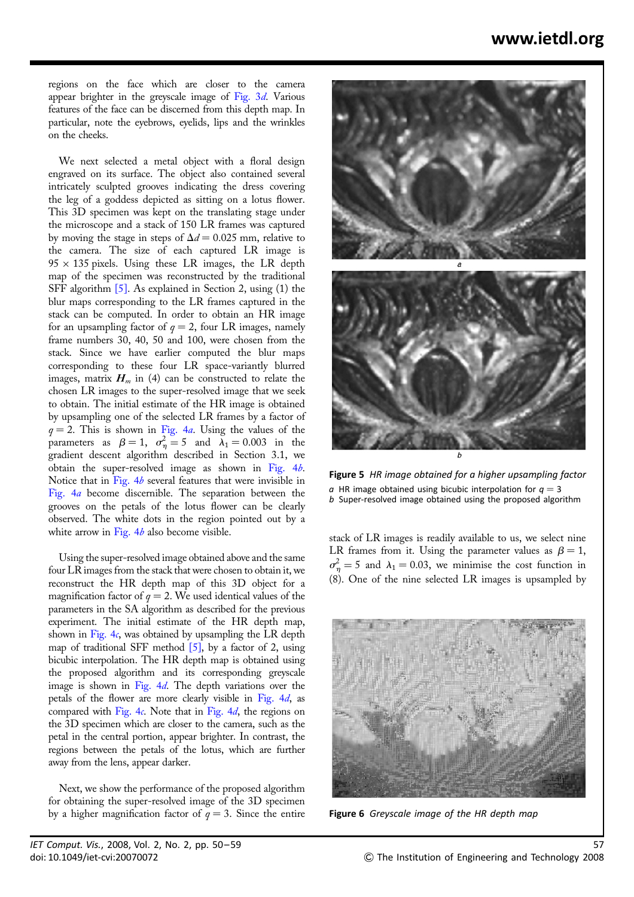regions on the face which are closer to the camera appear brighter in the greyscale image of Fig. 3*d*. Various features of the face can be discerned from this depth map. In particular, note the eyebrows, eyelids, lips and the wrinkles on the cheeks.

We next selected a metal object with a floral design engraved on its surface. The object also contained several intricately sculpted grooves indicating the dress covering the leg of a goddess depicted as sitting on a lotus flower. This 3D specimen was kept on the translating stage under the microscope and a stack of 150 LR frames was captured by moving the stage in steps of $\Delta d = 0.025$ mm, relative to the camera. The size of each captured LR image is $95 \times 135$ pixels. Using these LR images, the LR depth map of the specimen was reconstructed by the traditional SFF algorithm [5]. As explained in Section 2, using (1) the blur maps corresponding to the LR frames captured in the stack can be computed. In order to obtain an HR image for an upsampling factor of $q = 2$, four LR images, namely frame numbers 30, 40, 50 and 100, were chosen from the stack. Since we have earlier computed the blur maps corresponding to these four LR space-variantly blurred images, matrix $\boldsymbol{H}_m$ in (4) can be constructed to relate the chosen LR images to the super-resolved image that we seek to obtain. The initial estimate of the HR image is obtained by upsampling one of the selected LR frames by a factor of $q = 2$. This is shown in Fig. 4*a*. Using the values of the parameters as $\beta = 1$, $\sigma_\eta^2 = 5$ and $\lambda_1 = 0.003$ in the gradient descent algorithm described in Section 3.1, we obtain the super-resolved image as shown in Fig. 4*b*. Notice that in Fig. 4*b* several features that were invisible in Fig. 4*a* become discernible. The separation between the grooves on the petals of the lotus flower can be clearly observed. The white dots in the region pointed out by a white arrow in Fig. 4*b* also become visible.

Using the super-resolved image obtained above and the same four LR images from the stack that were chosen to obtain it, we reconstruct the HR depth map of this 3D object for a magnification factor of $q = 2$. We used identical values of the parameters in the SA algorithm as described for the previous experiment. The initial estimate of the HR depth map, shown in Fig. 4*c*, was obtained by upsampling the LR depth map of traditional SFF method [5], by a factor of 2, using bicubic interpolation. The HR depth map is obtained using the proposed algorithm and its corresponding greyscale image is shown in Fig. 4*d*. The depth variations over the petals of the flower are more clearly visible in Fig. 4*d*, as compared with Fig. 4*c*. Note that in Fig. 4*d*, the regions on the 3D specimen which are closer to the camera, such as the petal in the central portion, appear brighter. In contrast, the regions between the petals of the lotus, which are further away from the lens, appear darker.

Next, we show the performance of the proposed algorithm for obtaining the super-resolved image of the 3D specimen by a higher magnification factor of $q = 3$. Since the entire stack of LR images is readily available to us, we select nine LR frames from it. Using the parameter values as $\beta = 1$, $\sigma_\eta^2 = 5$ and $\lambda_1 = 0.03$, we minimise the cost function in (8). One of the nine selected LR images is upsampled by

**Figure 5** *HR image obtained for a higher upsampling factor*
*a* HR image obtained using bicubic interpolation for $q = 3$
*b* Super-resolved image obtained using the proposed algorithm

**Figure 6** *Greyscale image of the HR depth map*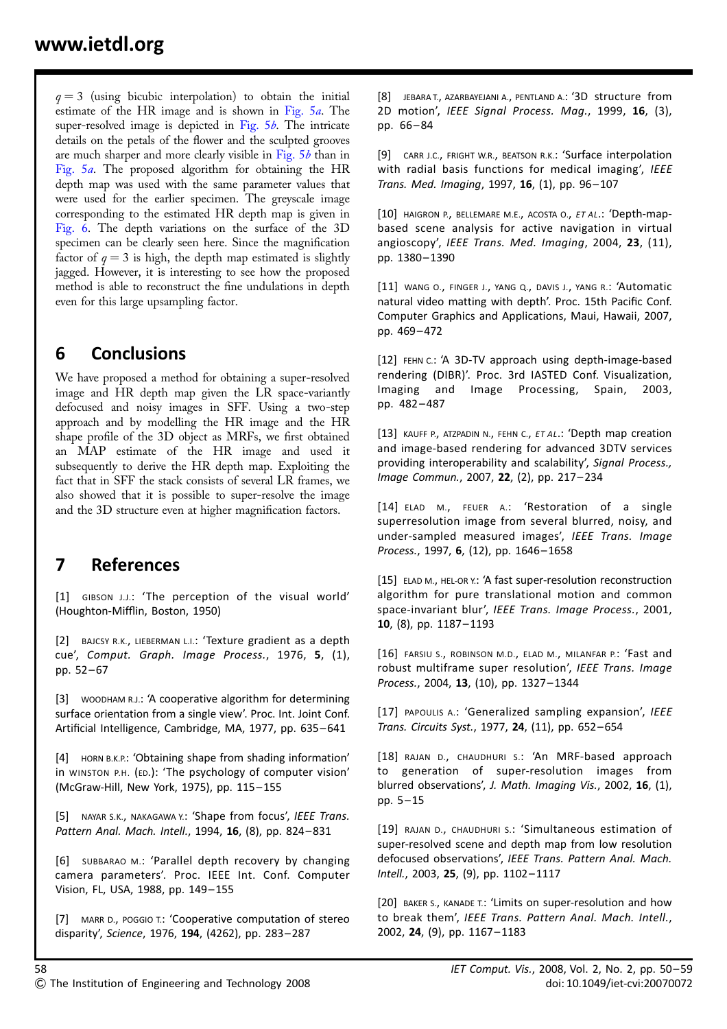$q = 3$ (using bicubic interpolation) to obtain the initial estimate of the HR image and is shown in Fig. 5*a*. The super-resolved image is depicted in Fig. 5*b*. The intricate details on the petals of the flower and the sculpted grooves are much sharper and more clearly visible in Fig. 5*b* than in Fig. 5*a*. The proposed algorithm for obtaining the HR depth map was used with the same parameter values that were used for the earlier specimen. The greyscale image corresponding to the estimated HR depth map is given in Fig. 6. The depth variations on the surface of the 3D specimen can be clearly seen here. Since the magnification factor of $q = 3$ is high, the depth map estimated is slightly jagged. However, it is interesting to see how the proposed method is able to reconstruct the fine undulations in depth even for this large upsampling factor.

## 6 Conclusions

We have proposed a method for obtaining a super-resolved image and HR depth map given the LR space-variantly defocused and noisy images in SFF. Using a two-step approach and by modelling the HR image and the HR shape profile of the 3D object as MRFs, we first obtained an MAP estimate of the HR image and used it subsequently to derive the HR depth map. Exploiting the fact that in SFF the stack consists of several LR frames, we also showed that it is possible to super-resolve the image and the 3D structure even at higher magnification factors.

## 7 References

[1] GIBSON J.J.: 'The perception of the visual world' (Houghton-Mifflin, Boston, 1950)

[2] BAJCSY R.K., LIEBERMAN L.I.: 'Texture gradient as a depth cue', *Comput. Graph. Image Process.*, 1976, **5**, (1), pp. 52–67

[3] WOODHAM R.J.: 'A cooperative algorithm for determining surface orientation from a single view'. Proc. Int. Joint Conf. Artificial Intelligence, Cambridge, MA, 1977, pp. 635–641

[4] HORN B.K.P.: 'Obtaining shape from shading information' in WINSTON P.H. (ED.): 'The psychology of computer vision' (McGraw-Hill, New York, 1975), pp. 115–155

[5] NAYAR S.K., NAKAGAWA Y.: 'Shape from focus', *IEEE Trans. Pattern Anal. Mach. Intell.*, 1994, **16**, (8), pp. 824–831

[6] SUBBARAO M.: 'Parallel depth recovery by changing camera parameters'. Proc. IEEE Int. Conf. Computer Vision, FL, USA, 1988, pp. 149–155

[7] MARR D., POGGIO T.: 'Cooperative computation of stereo disparity', *Science*, 1976, **194**, (4262), pp. 283–287

[8] JEBARA T., AZARBAYEJANI A., PENTLAND A.: '3D structure from 2D motion', *IEEE Signal Process. Mag.*, 1999, **16**, (3), pp. 66–84

[9] CARR J.C., FRIGHT W.R., BEATSON R.K.: 'Surface interpolation with radial basis functions for medical imaging', *IEEE Trans. Med. Imaging*, 1997, **16**, (1), pp. 96–107

[10] HAIGRON P., BELLEMARE M.E., ACOSTA O., *ET AL.*: 'Depth-map-based scene analysis for active navigation in virtual angioscopy', *IEEE Trans. Med. Imaging*, 2004, **23**, (11), pp. 1380–1390

[11] WANG O., FINGER J., YANG Q., DAVIS J., YANG R.: 'Automatic natural video matting with depth'. Proc. 15th Pacific Conf. Computer Graphics and Applications, Maui, Hawaii, 2007, pp. 469–472

[12] FEHN C.: 'A 3D-TV approach using depth-image-based rendering (DIBR)'. Proc. 3rd IASTED Conf. Visualization, Imaging and Image Processing, Spain, 2003, pp. 482–487

[13] KAUFF P., ATZPADIN N., FEHN C., *ET AL.*: 'Depth map creation and image-based rendering for advanced 3DTV services providing interoperability and scalability', *Signal Process., Image Commun.*, 2007, **22**, (2), pp. 217–234

[14] ELAD M., FEUER A.: 'Restoration of a single superresolution image from several blurred, noisy, and under-sampled measured images', *IEEE Trans. Image Process.*, 1997, **6**, (12), pp. 1646–1658

[15] ELAD M., HEL-OR Y.: 'A fast super-resolution reconstruction algorithm for pure translational motion and common space-invariant blur', *IEEE Trans. Image Process.*, 2001, **10**, (8), pp. 1187–1193

[16] FARSIU S., ROBINSON M.D., ELAD M., MILANFAR P.: 'Fast and robust multiframe super resolution', *IEEE Trans. Image Process.*, 2004, **13**, (10), pp. 1327–1344

[17] PAPOULIS A.: 'Generalized sampling expansion', *IEEE Trans. Circuits Syst.*, 1977, **24**, (11), pp. 652–654

[18] RAJAN D., CHAUDHURI S.: 'An MRF-based approach to generation of super-resolution images from blurred observations', *J. Math. Imaging Vis.*, 2002, **16**, (1), pp. 5–15

[19] RAJAN D., CHAUDHURI S.: 'Simultaneous estimation of super-resolved scene and depth map from low resolution defocused observations', *IEEE Trans. Pattern Anal. Mach. Intell.*, 2003, **25**, (9), pp. 1102–1117

[20] BAKER S., KANADE T.: 'Limits on super-resolution and how to break them', *IEEE Trans. Pattern Anal. Mach. Intell.*, 2002, **24**, (9), pp. 1167–1183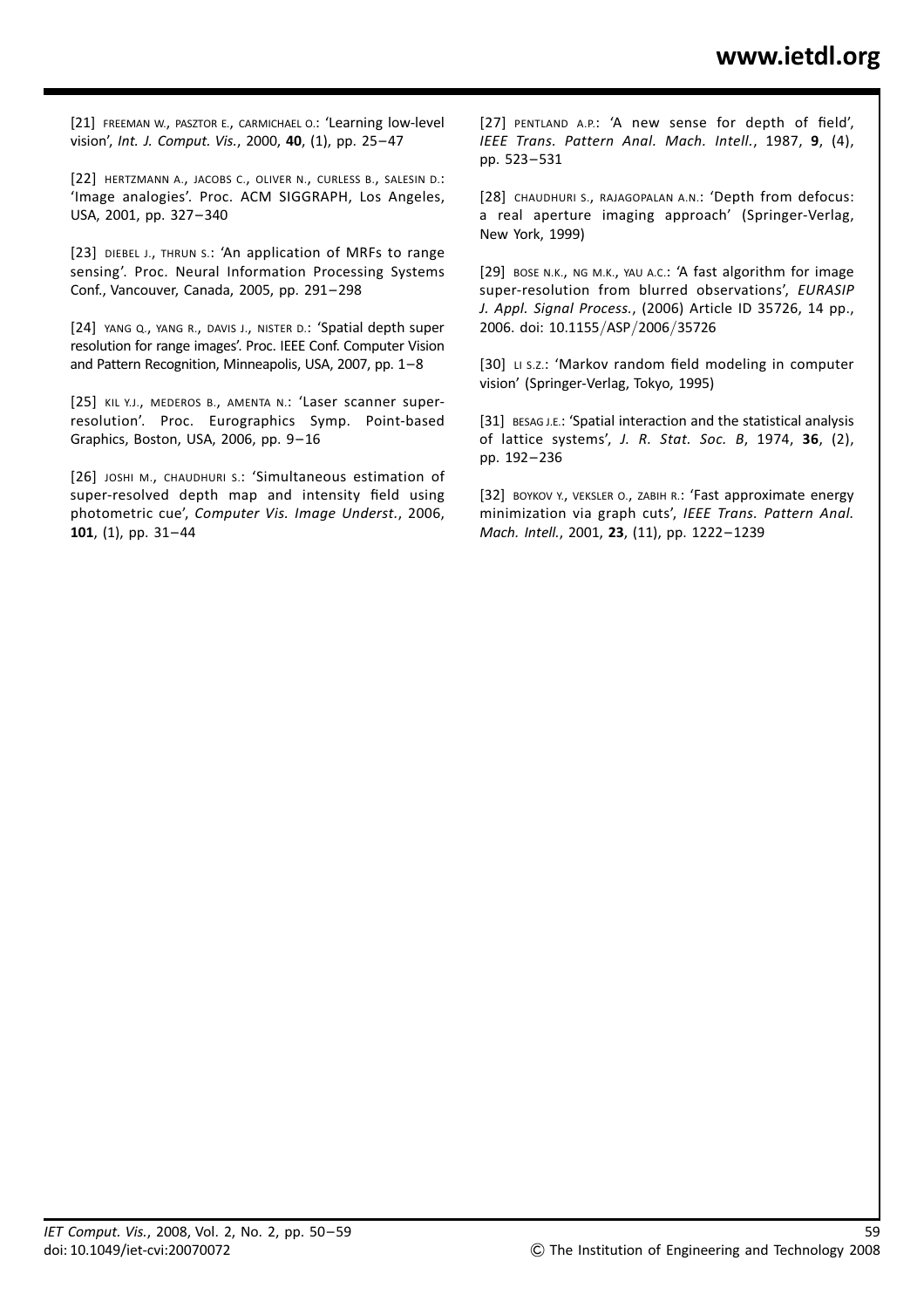[21] FREEMAN W., PASZTOR E., CARMICHAEL O.: 'Learning low-level vision', *Int. J. Comput. Vis.*, 2000, **40**, (1), pp. 25–47

[22] HERTZMANN A., JACOBS C., OLIVER N., CURLESS B., SALESIN D.: 'Image analogies'. Proc. ACM SIGGRAPH, Los Angeles, USA, 2001, pp. 327–340

[23] DIEBEL J., THRUN S.: 'An application of MRFs to range sensing'. Proc. Neural Information Processing Systems Conf., Vancouver, Canada, 2005, pp. 291–298

[24] YANG Q., YANG R., DAVIS J., NISTER D.: 'Spatial depth super resolution for range images'. Proc. IEEE Conf. Computer Vision and Pattern Recognition, Minneapolis, USA, 2007, pp. 1–8

[25] KIL Y.J., MEDEROS B., AMENTA N.: 'Laser scanner super-resolution'. Proc. Eurographics Symp. Point-based Graphics, Boston, USA, 2006, pp. 9–16

[26] JOSHI M., CHAUDHURI S.: 'Simultaneous estimation of super-resolved depth map and intensity field using photometric cue', *Computer Vis. Image Underst.*, 2006, **101**, (1), pp. 31–44

[27] PENTLAND A.P.: 'A new sense for depth of field', *IEEE Trans. Pattern Anal. Mach. Intell.*, 1987, **9**, (4), pp. 523–531

[28] CHAUDHURI S., RAJAGOPALAN A.N.: 'Depth from defocus: a real aperture imaging approach' (Springer-Verlag, New York, 1999)

[29] BOSE N.K., NG M.K., YAU A.C.: 'A fast algorithm for image super-resolution from blurred observations', *EURASIP J. Appl. Signal Process.*, (2006) Article ID 35726, 14 pp., 2006. doi: 10.1155/ASP/2006/35726

[30] LI S.Z.: 'Markov random field modeling in computer vision' (Springer-Verlag, Tokyo, 1995)

[31] BESAG J.E.: 'Spatial interaction and the statistical analysis of lattice systems', *J. R. Stat. Soc. B*, 1974, **36**, (2), pp. 192–236

[32] BOYKOV Y., VEKSLER O., ZABIH R.: 'Fast approximate energy minimization via graph cuts', *IEEE Trans. Pattern Anal. Mach. Intell.*, 2001, **23**, (11), pp. 1222–1239